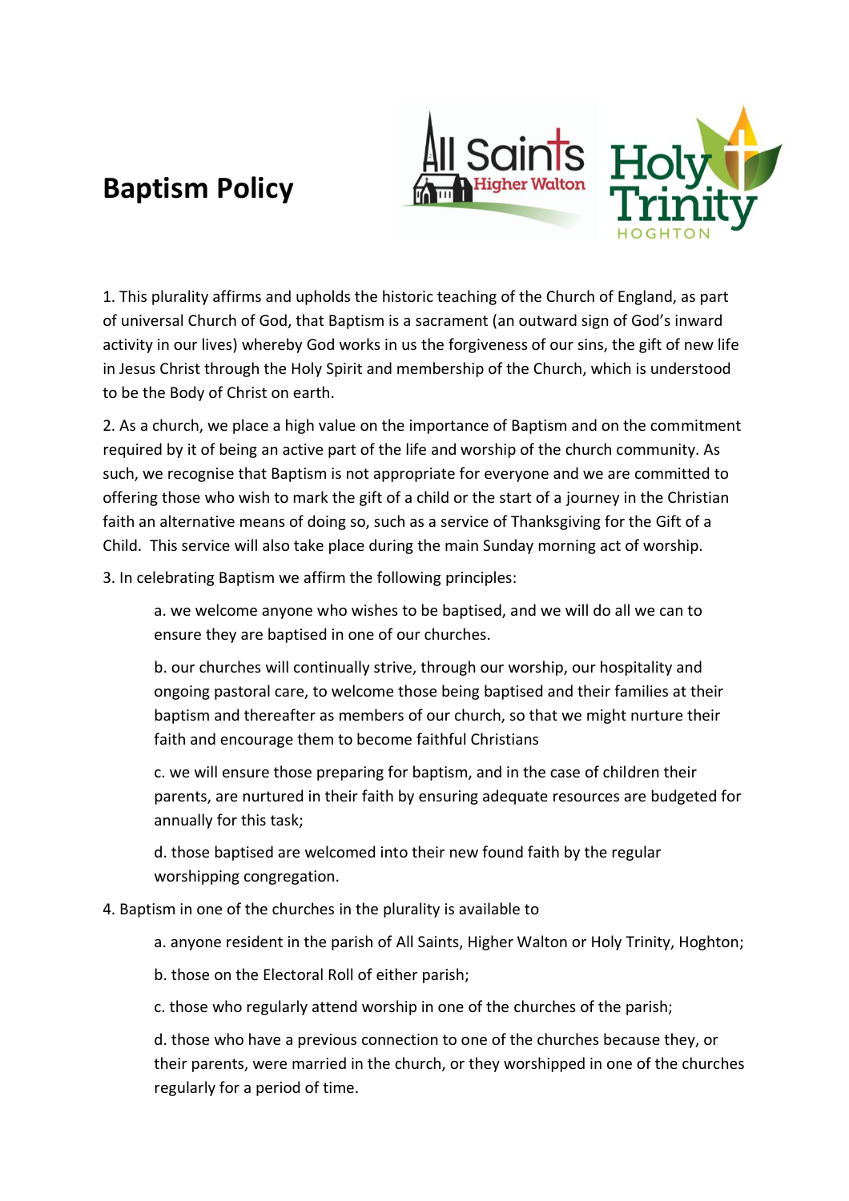# Baptism Policy

1. This plurality affirms and upholds the historic teaching of the Church of England, as part of universal Church of God, that Baptism is a sacrament (an outward sign of God's inward activity in our lives) whereby God works in us the forgiveness of our sins, the gift of new life in Jesus Christ through the Holy Spirit and membership of the Church, which is understood to be the Body of Christ on earth.

2. As a church, we place a high value on the importance of Baptism and on the commitment required by it of being an active part of the life and worship of the church community. As such, we recognise that Baptism is not appropriate for everyone and we are committed to offering those who wish to mark the gift of a child or the start of a journey in the Christian faith an alternative means of doing so, such as a service of Thanksgiving for the Gift of a Child. This service will also take place during the main Sunday morning act of worship.

3. In celebrating Baptism we affirm the following principles:

   a. we welcome anyone who wishes to be baptised, and we will do all we can to ensure they are baptised in one of our churches.

   b. our churches will continually strive, through our worship, our hospitality and ongoing pastoral care, to welcome those being baptised and their families at their baptism and thereafter as members of our church, so that we might nurture their faith and encourage them to become faithful Christians

   c. we will ensure those preparing for baptism, and in the case of children their parents, are nurtured in their faith by ensuring adequate resources are budgeted for annually for this task;

   d. those baptised are welcomed into their new found faith by the regular worshipping congregation.

4. Baptism in one of the churches in the plurality is available to

   a. anyone resident in the parish of All Saints, Higher Walton or Holy Trinity, Hoghton;

   b. those on the Electoral Roll of either parish;

   c. those who regularly attend worship in one of the churches of the parish;

   d. those who have a previous connection to one of the churches because they, or their parents, were married in the church, or they worshipped in one of the churches regularly for a period of time.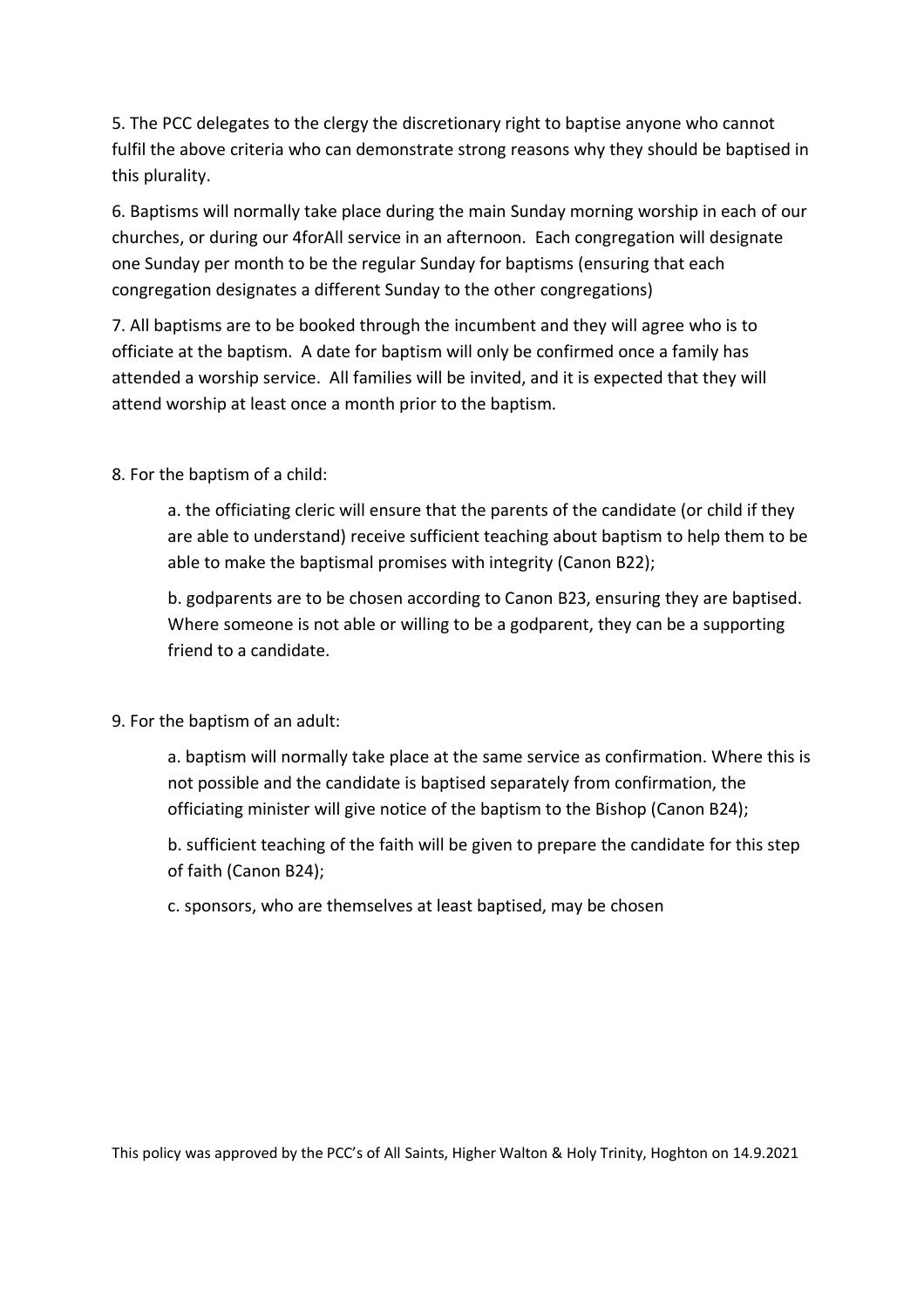5. The PCC delegates to the clergy the discretionary right to baptise anyone who cannot fulfil the above criteria who can demonstrate strong reasons why they should be baptised in this plurality.

6. Baptisms will normally take place during the main Sunday morning worship in each of our churches, or during our 4forAll service in an afternoon. Each congregation will designate one Sunday per month to be the regular Sunday for baptisms (ensuring that each congregation designates a different Sunday to the other congregations)

7. All baptisms are to be booked through the incumbent and they will agree who is to officiate at the baptism. A date for baptism will only be confirmed once a family has attended a worship service. All families will be invited, and it is expected that they will attend worship at least once a month prior to the baptism.

8. For the baptism of a child:

> a. the officiating cleric will ensure that the parents of the candidate (or child if they are able to understand) receive sufficient teaching about baptism to help them to be able to make the baptismal promises with integrity (Canon B22);
>
> b. godparents are to be chosen according to Canon B23, ensuring they are baptised. Where someone is not able or willing to be a godparent, they can be a supporting friend to a candidate.

9. For the baptism of an adult:

> a. baptism will normally take place at the same service as confirmation. Where this is not possible and the candidate is baptised separately from confirmation, the officiating minister will give notice of the baptism to the Bishop (Canon B24);
>
> b. sufficient teaching of the faith will be given to prepare the candidate for this step of faith (Canon B24);
>
> c. sponsors, who are themselves at least baptised, may be chosen

This policy was approved by the PCC's of All Saints, Higher Walton & Holy Trinity, Hoghton on 14.9.2021